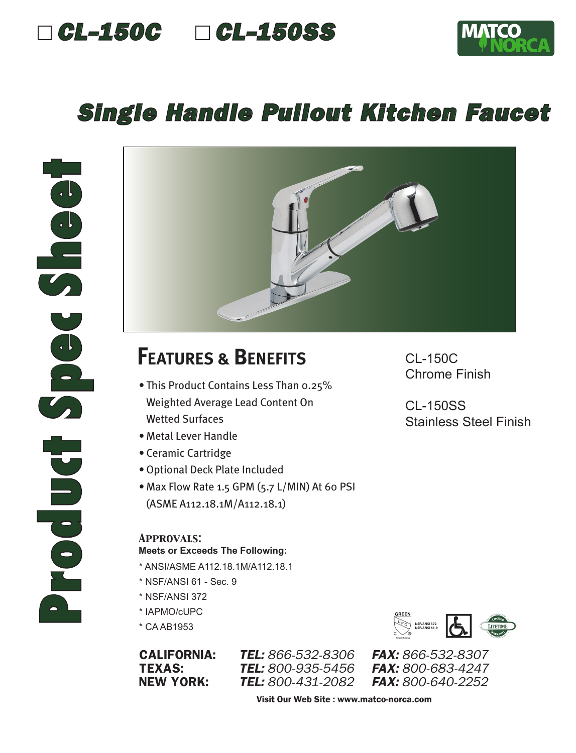☐ **CL-150C** ☐ **CL-150SS**

MATCO NORCA

# Single Handle Pullout Kitchen Faucet

Product Spec Sheet

## Features & Benefits

- This Product Contains Less Than 0.25% Weighted Average Lead Content On Wetted Surfaces
- Metal Lever Handle
- Ceramic Cartridge
- Optional Deck Plate Included
- Max Flow Rate 1.5 GPM (5.7 L/MIN) At 60 PSI (ASME A112.18.1M/A112.18.1)

CL-150C
Chrome Finish

CL-150SS
Stainless Steel Finish

### Approvals:

**Meets or Exceeds The Following:**

* ANSI/ASME A112.18.1M/A112.18.1
* NSF/ANSI 61 - Sec. 9
* NSF/ANSI 372
* IAPMO/cUPC
* CA AB1953

GREEN UPC NSF/ANSI 372 NSF/ANSI 61-9 LIMITED LIFETIME WARRANTY

| | | |
|---|---|---|
| **CALIFORNIA:** | ***TEL:*** *866-532-8306* | ***FAX:*** *866-532-8307* |
| **TEXAS:** | ***TEL:*** *800-935-5456* | ***FAX:*** *800-683-4247* |
| **NEW YORK:** | ***TEL:*** *800-431-2082* | ***FAX:*** *800-640-2252* |

**Visit Our Web Site : www.matco-norca.com**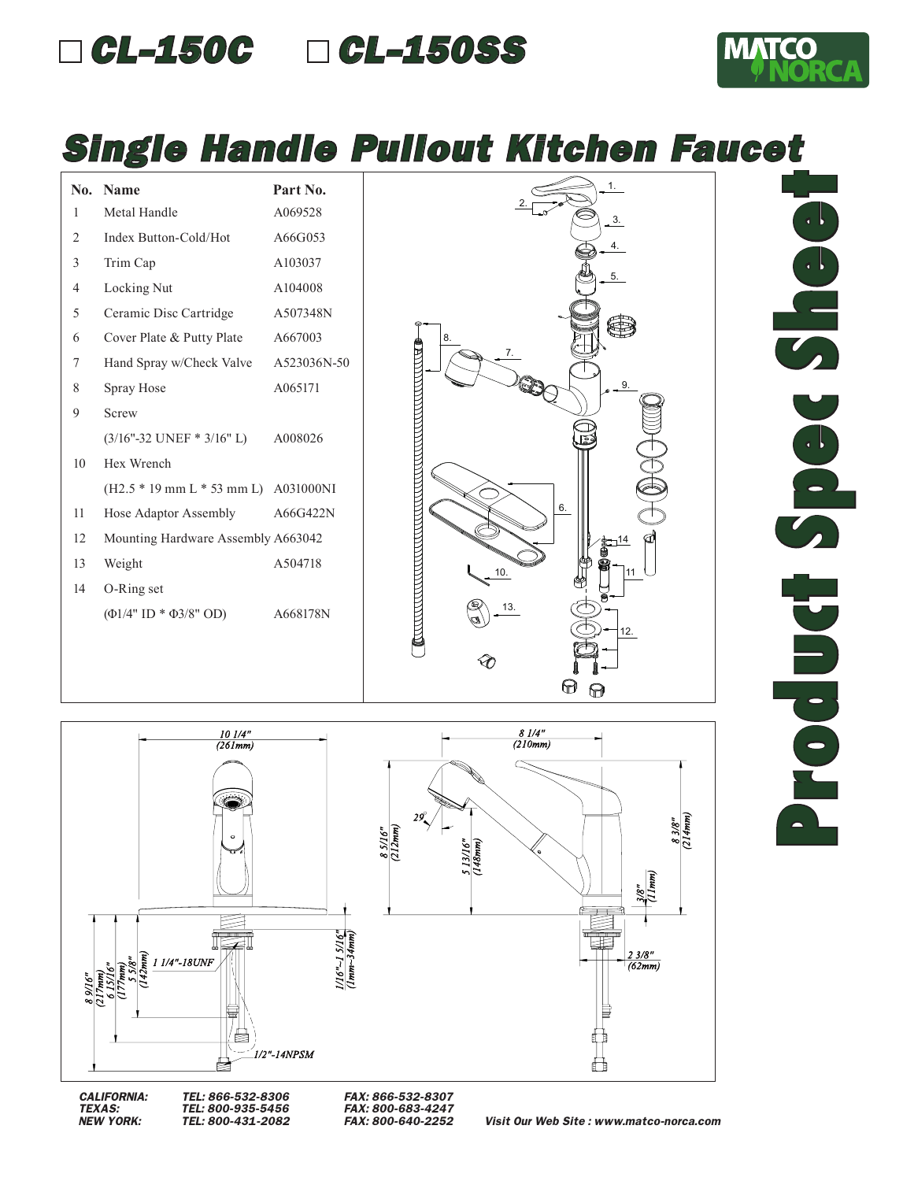☐ **CL-150C** ☐ **CL-150SS**

MATCO NORCA

# Single Handle Pullout Kitchen Faucet

## Product Spec Sheet

| No. | Name | Part No. |
|---|---|---|
| 1 | Metal Handle | A069528 |
| 2 | Index Button-Cold/Hot | A66G053 |
| 3 | Trim Cap | A103037 |
| 4 | Locking Nut | A104008 |
| 5 | Ceramic Disc Cartridge | A507348N |
| 6 | Cover Plate & Putty Plate | A667003 |
| 7 | Hand Spray w/Check Valve | A523036N-50 |
| 8 | Spray Hose | A065171 |
| 9 | Screw (3/16"-32 UNEF * 3/16" L) | A008026 |
| 10 | Hex Wrench (H2.5 * 19 mm L * 53 mm L) | A031000NI |
| 11 | Hose Adaptor Assembly | A66G422N |
| 12 | Mounting Hardware Assembly | A663042 |
| 13 | Weight | A504718 |
| 14 | O-Ring set (Φ1/4" ID * Φ3/8" OD) | A668178N |

1. 2. 3. 4. 5. 6. 7. 8. 9. 10. 11 12. 13. 14

10 1/4" (261mm)

8 9/16" (217mm)

6 15/16" (177mm)

5 5/8" (142mm)

1 1/4"-18UNF

1/16"-1 5/16" (1mm-34mm)

1/2"-14NPSM

8 1/4" (210mm)

29°

8 5/16" (212mm)

5 13/16" (148mm)

3/8" (11mm)

8 3/8" (214mm)

2 3/8" (62mm)

| | | |
|---|---|---|
| CALIFORNIA: | TEL: 866-532-8306 | FAX: 866-532-8307 |
| TEXAS: | TEL: 800-935-5456 | FAX: 800-683-4247 |
| NEW YORK: | TEL: 800-431-2082 | FAX: 800-640-2252 |

Visit Our Web Site : www.matco-norca.com